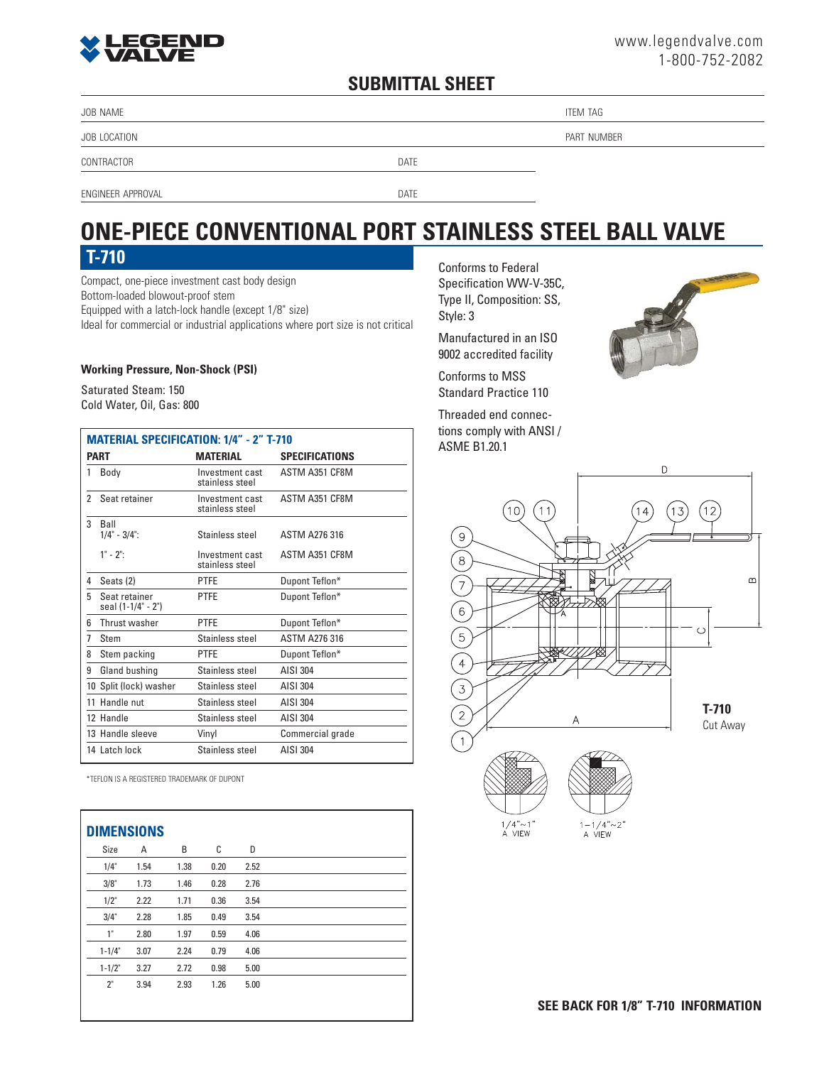www.legendvalve.com
1-800-752-2082

## SUBMITTAL SHEET

| JOB NAME | | ITEM TAG |
|---|---|---|
| JOB LOCATION | | PART NUMBER |
| CONTRACTOR | DATE | |
| ENGINEER APPROVAL | DATE | |

# ONE-PIECE CONVENTIONAL PORT STAINLESS STEEL BALL VALVE

## T-710

Compact, one-piece investment cast body design
Bottom-loaded blowout-proof stem
Equipped with a latch-lock handle (except 1/8" size)
Ideal for commercial or industrial applications where port size is not critical

Conforms to Federal Specification WW-V-35C, Type II, Composition: SS, Style: 3

Manufactured in an ISO 9002 accredited facility

Conforms to MSS Standard Practice 110

Threaded end connections comply with ANSI / ASME B1.20.1

**Working Pressure, Non-Shock (PSI)**

Saturated Steam: 150
Cold Water, Oil, Gas: 800

### MATERIAL SPECIFICATION: 1/4" - 2" T-710

| PART | MATERIAL | SPECIFICATIONS |
|---|---|---|
| 1 Body | Investment cast stainless steel | ASTM A351 CF8M |
| 2 Seat retainer | Investment cast stainless steel | ASTM A351 CF8M |
| 3 Ball 1/4" - 3/4": | Stainless steel | ASTM A276 316 |
| 1" - 2": | Investment cast stainless steel | ASTM A351 CF8M |
| 4 Seats (2) | PTFE | Dupont Teflon* |
| 5 Seat retainer seal (1-1/4" - 2") | PTFE | Dupont Teflon* |
| 6 Thrust washer | PTFE | Dupont Teflon* |
| 7 Stem | Stainless steel | ASTM A276 316 |
| 8 Stem packing | PTFE | Dupont Teflon* |
| 9 Gland bushing | Stainless steel | AISI 304 |
| 10 Split (lock) washer | Stainless steel | AISI 304 |
| 11 Handle nut | Stainless steel | AISI 304 |
| 12 Handle | Stainless steel | AISI 304 |
| 13 Handle sleeve | Vinyl | Commercial grade |
| 14 Latch lock | Stainless steel | AISI 304 |

*TEFLON IS A REGISTERED TRADEMARK OF DUPONT

### DIMENSIONS

| Size | A | B | C | D |
|---|---|---|---|---|
| 1/4" | 1.54 | 1.38 | 0.20 | 2.52 |
| 3/8" | 1.73 | 1.46 | 0.28 | 2.76 |
| 1/2" | 2.22 | 1.71 | 0.36 | 3.54 |
| 3/4" | 2.28 | 1.85 | 0.49 | 3.54 |
| 1" | 2.80 | 1.97 | 0.59 | 4.06 |
| 1-1/4" | 3.07 | 2.24 | 0.79 | 4.06 |
| 1-1/2" | 3.27 | 2.72 | 0.98 | 5.00 |
| 2" | 3.94 | 2.93 | 1.26 | 5.00 |

**T-710**
Cut Away

1/4"~1" A VIEW

1-1/4"~2" A VIEW

**SEE BACK FOR 1/8" T-710 INFORMATION**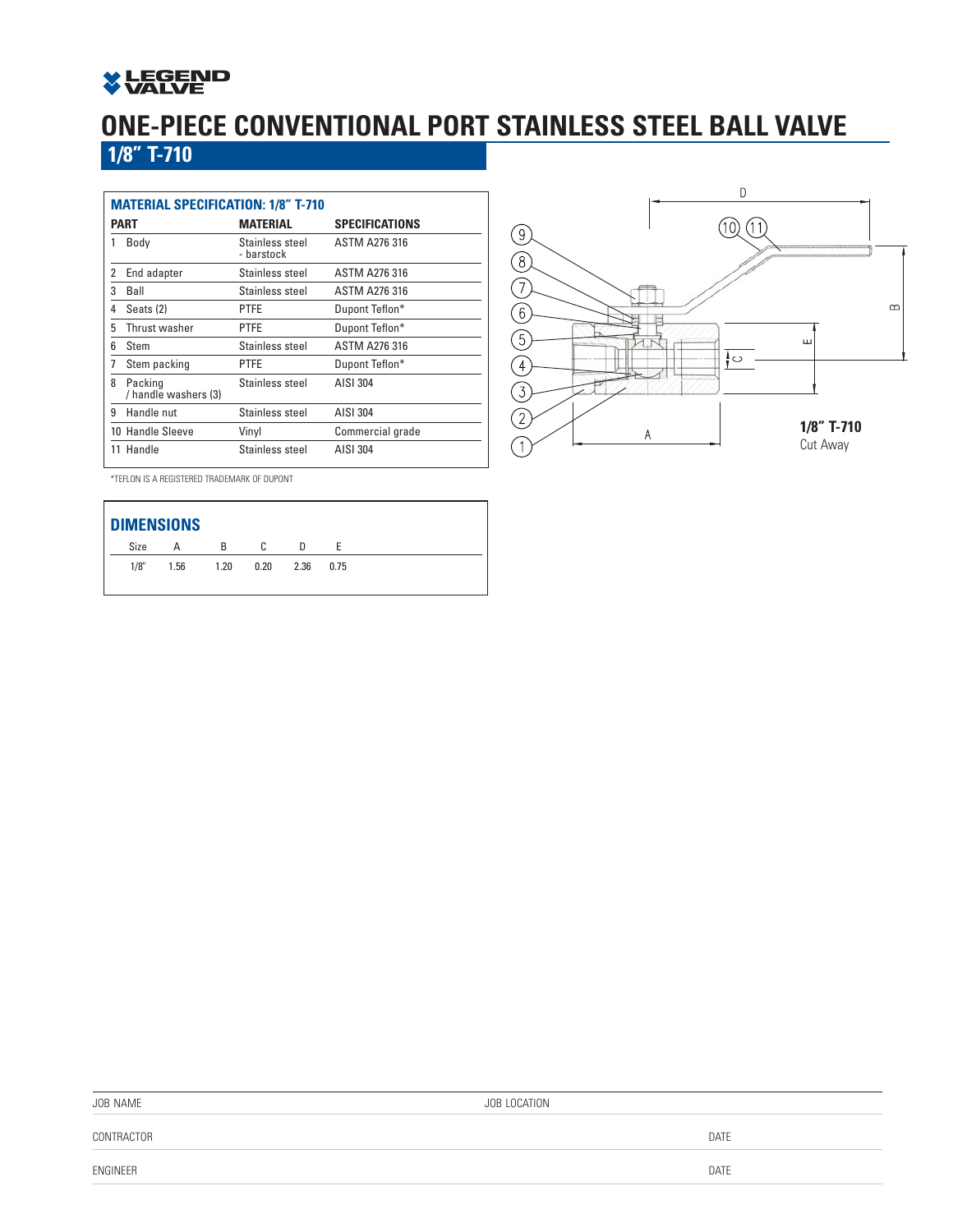# ONE-PIECE CONVENTIONAL PORT STAINLESS STEEL BALL VALVE

## 1/8" T-710

### MATERIAL SPECIFICATION: 1/8" T-710

| PART | MATERIAL | SPECIFICATIONS |
|---|---|---|
| 1 Body | Stainless steel - barstock | ASTM A276 316 |
| 2 End adapter | Stainless steel | ASTM A276 316 |
| 3 Ball | Stainless steel | ASTM A276 316 |
| 4 Seats (2) | PTFE | Dupont Teflon* |
| 5 Thrust washer | PTFE | Dupont Teflon* |
| 6 Stem | Stainless steel | ASTM A276 316 |
| 7 Stem packing | PTFE | Dupont Teflon* |
| 8 Packing / handle washers (3) | Stainless steel | AISI 304 |
| 9 Handle nut | Stainless steel | AISI 304 |
| 10 Handle Sleeve | Vinyl | Commercial grade |
| 11 Handle | Stainless steel | AISI 304 |

*TEFLON IS A REGISTERED TRADEMARK OF DUPONT

D

B

E

C

A

1/8" T-710

Cut Away

### DIMENSIONS

| Size | A | B | C | D | E |
|---|---|---|---|---|---|
| 1/8" | 1.56 | 1.20 | 0.20 | 2.36 | 0.75 |

JOB NAME

JOB LOCATION

CONTRACTOR

DATE

ENGINEER

DATE